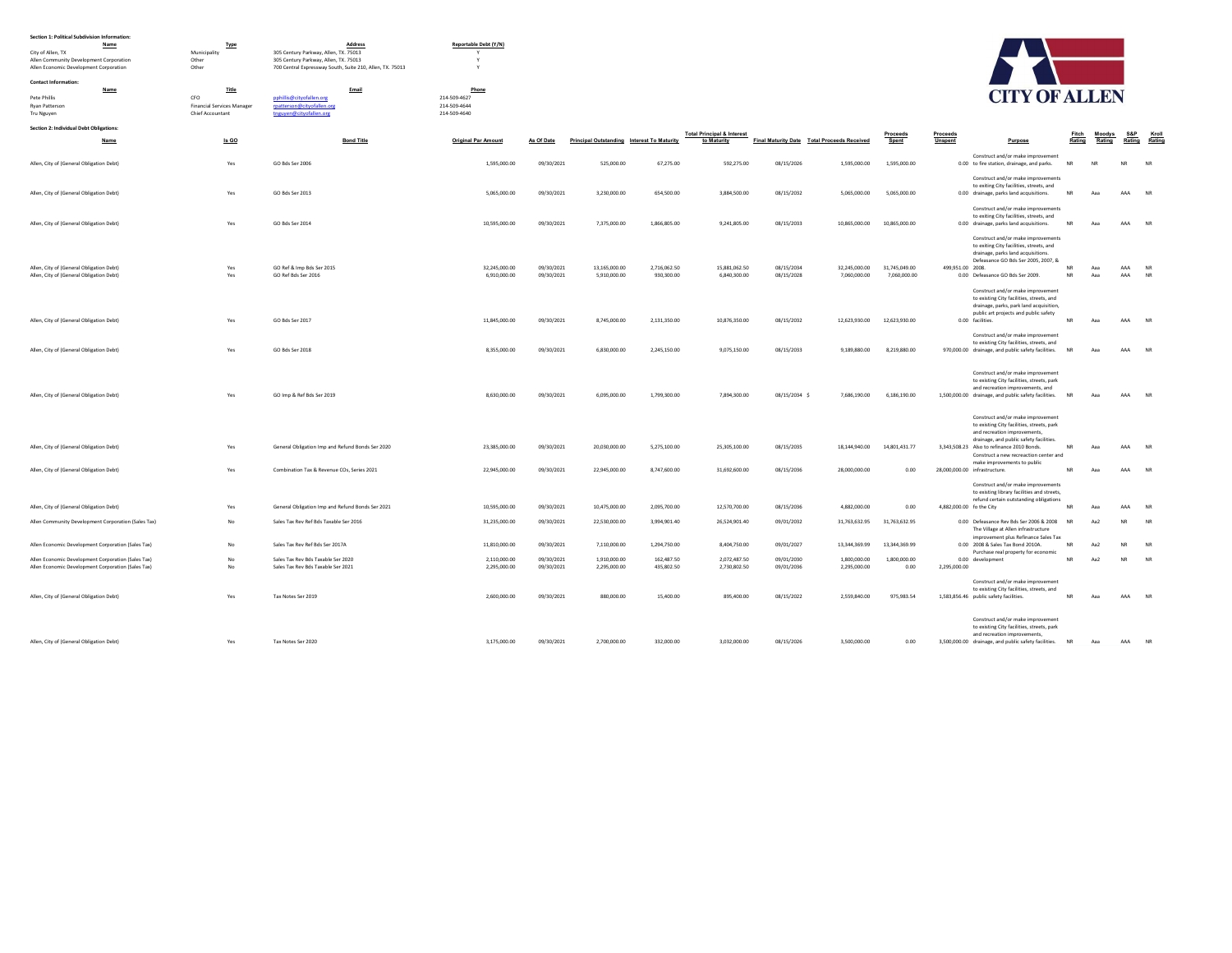**Section 1: Political Subdivision Information:**

| Name | Type | Address | Reportable Debt (Y/N) |
|---|---|---|---|
| City of Allen, TX | Municipality | 305 Century Parkway, Allen, TX. 75013 | Y |
| Allen Community Development Corporation | Other | 305 Century Parkway, Allen, TX. 75013 | Y |
| Allen Economic Development Corporation | Other | 700 Central Expressway South, Suite 210, Allen, TX. 75013 | Y |

**Contact Information:**

| Name | Title | Email | Phone |
|---|---|---|---|
| Pete Phillis | CFO | pphillis@cityofallen.org | 214-509-4627 |
| Ryan Patterson | Financial Services Manager | rpatterson@cityofallen.org | 214-509-4644 |
| Tru Nguyen | Chief Accountant | tnguyen@cityofallen.org | 214-509-4640 |

CITY OF ALLEN

**Section 2: Individual Debt Obligations:**

| Name | Is GO | Bond Title | Original Par Amount | As Of Date | Principal Outstanding | Interest To Maturity | Total Principal & Interest to Maturity | Final Maturity Date | Total Proceeds Received | Proceeds Spent | Proceeds Unspent | Purpose | Fitch Rating | Moodys Rating | S&P Rating | Kroll Rating |
|---|---|---|---|---|---|---|---|---|---|---|---|---|---|---|---|---|
| Allen, City of (General Obligation Debt) | Yes | GO Bds Ser 2006 | 1,595,000.00 | 09/30/2021 | 525,000.00 | 67,275.00 | 592,275.00 | 08/15/2026 | 1,595,000.00 | 1,595,000.00 | 0.00 | Construct and/or make improvement to fire station, drainage, and parks. | NR | NR | NR | NR |
| Allen, City of (General Obligation Debt) | Yes | GO Bds Ser 2013 | 5,065,000.00 | 09/30/2021 | 3,230,000.00 | 654,500.00 | 3,884,500.00 | 08/15/2032 | 5,065,000.00 | 5,065,000.00 | 0.00 | Construct and/or make improvements to exiting City facilities, streets, and drainage, parks land acquisitions. | NR | Aaa | AAA | NR |
| Allen, City of (General Obligation Debt) | Yes | GO Bds Ser 2014 | 10,595,000.00 | 09/30/2021 | 7,375,000.00 | 1,866,805.00 | 9,241,805.00 | 08/15/2033 | 10,865,000.00 | 10,865,000.00 | 0.00 | Construct and/or make improvements to exiting City facilities, streets, and drainage, parks land acquisitions. | NR | Aaa | AAA | NR |
| Allen, City of (General Obligation Debt) | Yes | GO Ref & Imp Bds Ser 2015 | 32,245,000.00 | 09/30/2021 | 13,165,000.00 | 2,716,062.50 | 15,881,062.50 | 08/15/2034 | 32,245,000.00 | 31,745,049.00 | 499,951.00 | Construct and/or make improvements to exiting City facilities, streets, and drainage, parks land acquisitions. Defeasance GO Bds Ser 2005, 2007, & 2008. | NR | Aaa | AAA | NR |
| Allen, City of (General Obligation Debt) | Yes | GO Ref Bds Ser 2016 | 6,910,000.00 | 09/30/2021 | 5,910,000.00 | 930,300.00 | 6,840,300.00 | 08/15/2028 | 7,060,000.00 | 7,060,000.00 | 0.00 | Defeasance GO Bds Ser 2009. | NR | Aaa | AAA | NR |
| Allen, City of (General Obligation Debt) | Yes | GO Bds Ser 2017 | 11,845,000.00 | 09/30/2021 | 8,745,000.00 | 2,131,350.00 | 10,876,350.00 | 08/15/2032 | 12,623,930.00 | 12,623,930.00 | 0.00 | Construct and/or make improvement to existing City facilities, streets, and drainage, parks, park land acquisition, public art projects and public safety facilities. | NR | Aaa | AAA | NR |
| Allen, City of (General Obligation Debt) | Yes | GO Bds Ser 2018 | 8,355,000.00 | 09/30/2021 | 6,830,000.00 | 2,245,150.00 | 9,075,150.00 | 08/15/2033 | 9,189,880.00 | 8,219,880.00 | 970,000.00 | Construct and/or make improvement to existing City facilities, streets, and drainage, and public safety facilities. | NR | Aaa | AAA | NR |
| Allen, City of (General Obligation Debt) | Yes | GO Imp & Ref Bds Ser 2019 | 8,630,000.00 | 09/30/2021 | 6,095,000.00 | 1,799,300.00 | 7,894,300.00 | 08/15/2034 $ | 7,686,190.00 | 6,186,190.00 | 1,500,000.00 | Construct and/or make improvement to existing City facilities, streets, park and recreation improvements, and drainage, and public safety facilities. | NR | Aaa | AAA | NR |
| Allen, City of (General Obligation Debt) | Yes | General Obligation Imp and Refund Bonds Ser 2020 | 23,385,000.00 | 09/30/2021 | 20,030,000.00 | 5,275,100.00 | 25,305,100.00 | 08/15/2035 | 18,144,940.00 | 14,801,431.77 | 3,343,508.23 | Construct and/or make improvement to existing City facilities, streets, park and recreation improvements, drainage, and public safety facilities. Also to refinance 2010 Bonds. | NR | Aaa | AAA | NR |
| Allen, City of (General Obligation Debt) | Yes | Combination Tax & Revenue COs, Series 2021 | 22,945,000.00 | 09/30/2021 | 22,945,000.00 | 8,747,600.00 | 31,692,600.00 | 08/15/2036 | 28,000,000.00 | 0.00 | 28,000,000.00 | Construct a new recreaction center and make improvements to public infrastructure. | NR | Aaa | AAA | NR |
| Allen, City of (General Obligation Debt) | Yes | General Obligation Imp and Refund Bonds Ser 2021 | 10,595,000.00 | 09/30/2021 | 10,475,000.00 | 2,095,700.00 | 12,570,700.00 | 08/15/2036 | 4,882,000.00 | 0.00 | 4,882,000.00 | Construct and/or make improvements to existing library facilities and streets, refund certain outstanding obligations fo the City | NR | Aaa | AAA | NR |
| Allen Community Development Corporation (Sales Tax) | No | Sales Tax Rev Ref Bds Taxable Ser 2016 | 31,235,000.00 | 09/30/2021 | 22,530,000.00 | 3,994,901.40 | 26,524,901.40 | 09/01/2032 | 31,763,632.95 | 31,763,632.95 | 0.00 | Defeasance Rev Bds Ser 2006 & 2008 | NR | Aa2 | NR | NR |
| Allen Economic Development Corporation (Sales Tax) | No | Sales Tax Rev Ref Bds Ser 2017A | 11,810,000.00 | 09/30/2021 | 7,110,000.00 | 1,294,750.00 | 8,404,750.00 | 09/01/2027 | 13,344,369.99 | 13,344,369.99 | 0.00 | The Village at Allen infrastructure improvement plus Refinance Sales Tax 2008 & Sales Tax Bond 2010A. | NR | Aa2 | NR | NR |
| Allen Economic Development Corporation (Sales Tax) | No | Sales Tax Rev Bds Taxable Ser 2020 | 2,110,000.00 | 09/30/2021 | 1,910,000.00 | 162,487.50 | 2,072,487.50 | 09/01/2030 | 1,800,000.00 | 1,800,000.00 | 0.00 | Purchase real property for economic development | NR | Aa2 | NR | NR |
| Allen Economic Development Corporation (Sales Tax) | No | Sales Tax Rev Bds Taxable Ser 2021 | 2,295,000.00 | 09/30/2021 | 2,295,000.00 | 435,802.50 | 2,730,802.50 | 09/01/2036 | 2,295,000.00 | 0.00 | 2,295,000.00 | | | | | |
| Allen, City of (General Obligation Debt) | Yes | Tax Notes Ser 2019 | 2,600,000.00 | 09/30/2021 | 880,000.00 | 15,400.00 | 895,400.00 | 08/15/2022 | 2,559,840.00 | 975,983.54 | 1,583,856.46 | Construct and/or make improvement to existing City facilities, streets, and public safety facilities. | NR | Aaa | AAA | NR |
| Allen, City of (General Obligation Debt) | Yes | Tax Notes Ser 2020 | 3,175,000.00 | 09/30/2021 | 2,700,000.00 | 332,000.00 | 3,032,000.00 | 08/15/2026 | 3,500,000.00 | 0.00 | 3,500,000.00 | Construct and/or make improvement to existing City facilities, streets, park and recreation improvements, drainage, and public safety facilities. | NR | Aaa | AAA | NR |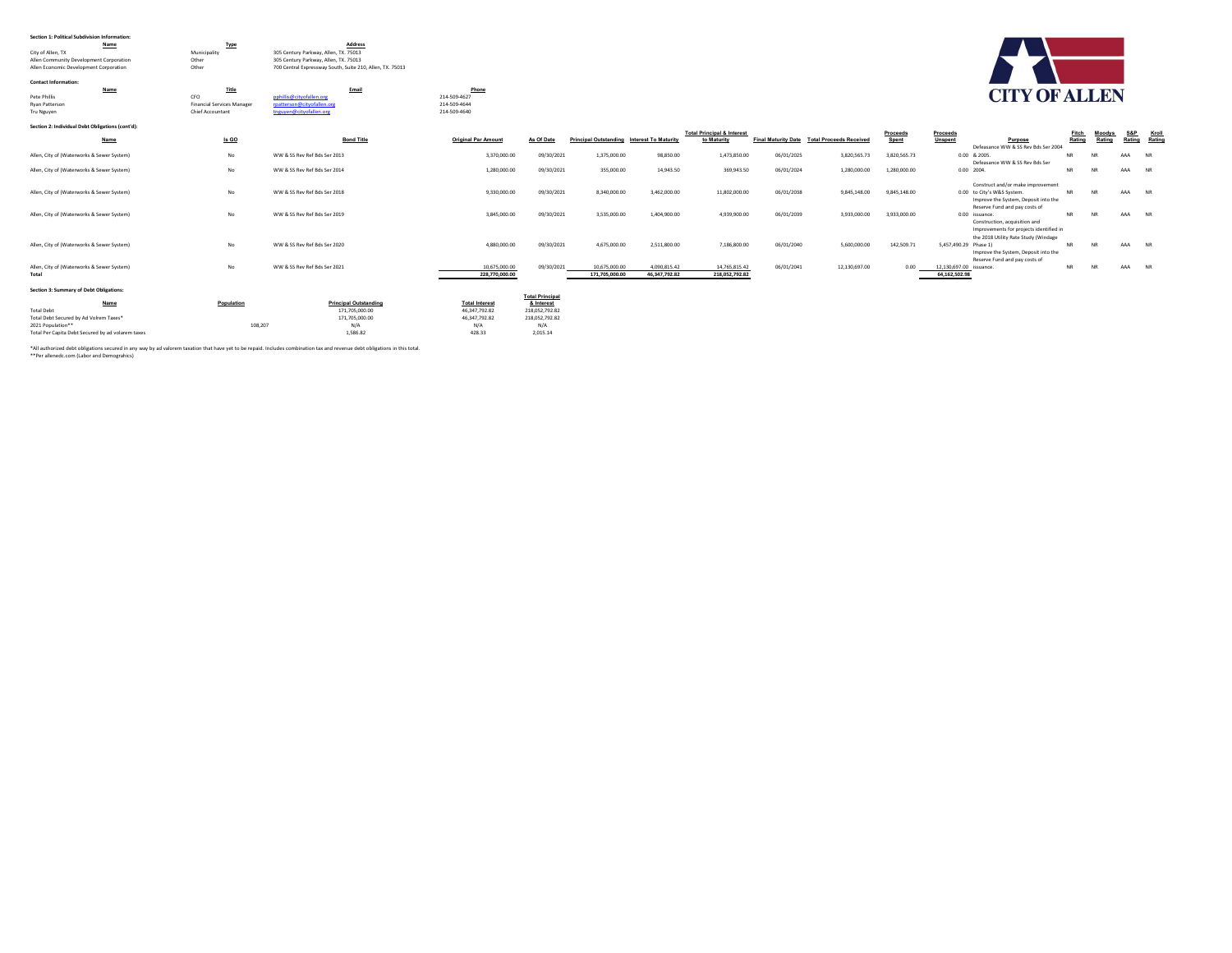**Section 1: Political Subdivision Information:**

| Name | Type | Address |
|---|---|---|
| City of Allen, TX | Municipality | 305 Century Parkway, Allen, TX. 75013 |
| Allen Community Development Corporation | Other | 305 Century Parkway, Allen, TX. 75013 |
| Allen Economic Development Corporation | Other | 700 Central Expressway South, Suite 210, Allen, TX. 75013 |

CITY OF ALLEN

**Contact Information:**

| Name | Title | Email | Phone |
|---|---|---|---|
| Pete Phillis | CFO | pphillis@cityofallen.org | 214-509-4627 |
| Ryan Patterson | Financial Services Manager | rpatterson@cityofallen.org | 214-509-4644 |
| Tru Nguyen | Chief Accountant | tnguyen@cityofallen.org | 214-509-4640 |

**Section 2: Individual Debt Obligations (cont'd):**

| Name | Is GO | Bond Title | Original Par Amount | As Of Date | Principal Outstanding | Interest To Maturity | Total Principal & Interest to Maturity | Final Maturity Date | Total Proceeds Received | Proceeds Spent | Proceeds Unspent | Purpose | Fitch Rating | Moodys Rating | S&P Rating | Kroll Rating |
|---|---|---|---|---|---|---|---|---|---|---|---|---|---|---|---|---|
| Allen, City of (Waterworks & Sewer System) | No | WW & SS Rev Ref Bds Ser 2013 | 3,370,000.00 | 09/30/2021 | 1,375,000.00 | 98,850.00 | 1,473,850.00 | 06/01/2025 | 3,820,565.73 | 3,820,565.73 | 0.00 | Defeasance WW & SS Rev Bds Ser 2004 & 2005. | NR | NR | AAA | NR |
| Allen, City of (Waterworks & Sewer System) | No | WW & SS Rev Ref Bds Ser 2014 | 1,280,000.00 | 09/30/2021 | 355,000.00 | 14,943.50 | 369,943.50 | 06/01/2024 | 1,280,000.00 | 1,280,000.00 | 0.00 | Defeasance WW & SS Rev Bds Ser 2004. | NR | NR | AAA | NR |
| Allen, City of (Waterworks & Sewer System) | No | WW & SS Rev Ref Bds Ser 2018 | 9,330,000.00 | 09/30/2021 | 8,340,000.00 | 3,462,000.00 | 11,802,000.00 | 06/01/2038 | 9,845,148.00 | 9,845,148.00 | 0.00 | Construct and/or make improvement to City's W&S System. | NR | NR | AAA | NR |
| Allen, City of (Waterworks & Sewer System) | No | WW & SS Rev Ref Bds Ser 2019 | 3,845,000.00 | 09/30/2021 | 3,535,000.00 | 1,404,900.00 | 4,939,900.00 | 06/01/2039 | 3,933,000.00 | 3,933,000.00 | 0.00 | Improve the System, Deposit into the Reserve Fund and pay costs of issuance. | NR | NR | AAA | NR |
| Allen, City of (Waterworks & Sewer System) | No | WW & SS Rev Ref Bds Ser 2020 | 4,880,000.00 | 09/30/2021 | 4,675,000.00 | 2,511,800.00 | 7,186,800.00 | 06/01/2040 | 5,600,000.00 | 142,509.71 | 5,457,490.29 | Construction, acquisition and Improvements for projects identified in the 2018 Utility Rate Study (Windage Phase 1) | NR | NR | AAA | NR |
| Allen, City of (Waterworks & Sewer System) | No | WW & SS Rev Ref Bds Ser 2021 | 10,675,000.00 | 09/30/2021 | 10,675,000.00 | 4,090,815.42 | 14,765,815.42 | 06/01/2041 | 12,130,697.00 | 0.00 | 12,130,697.00 | Improve the System, Deposit into the Reserve Fund and pay costs of issuance. | NR | NR | AAA | NR |
| **Total** | | | 228,770,000.00 | | 171,705,000.00 | 46,347,792.82 | 218,052,792.82 | | | | 64,162,502.98 | | | | | |

**Section 3: Summary of Debt Obligations:**

| Name | Population | Principal Outstanding | Total Interest | Total Principal & Interest |
|---|---|---|---|---|
| Total Debt | | 171,705,000.00 | 46,347,792.82 | 218,052,792.82 |
| Total Debt Secured by Ad Volrem Taxes* | | 171,705,000.00 | 46,347,792.82 | 218,052,792.82 |
| 2021 Population** | 108,207 | N/A | N/A | N/A |
| Total Per Capita Debt Secured by ad volarem taxes | | 1,586.82 | 428.33 | 2,015.14 |

*All authorized debt obligations secured in any way by ad valorem taxation that have yet to be repaid. Includes combination tax and revenue debt obligations in this total.

**Per allenedc.com (Labor and Demograhics)